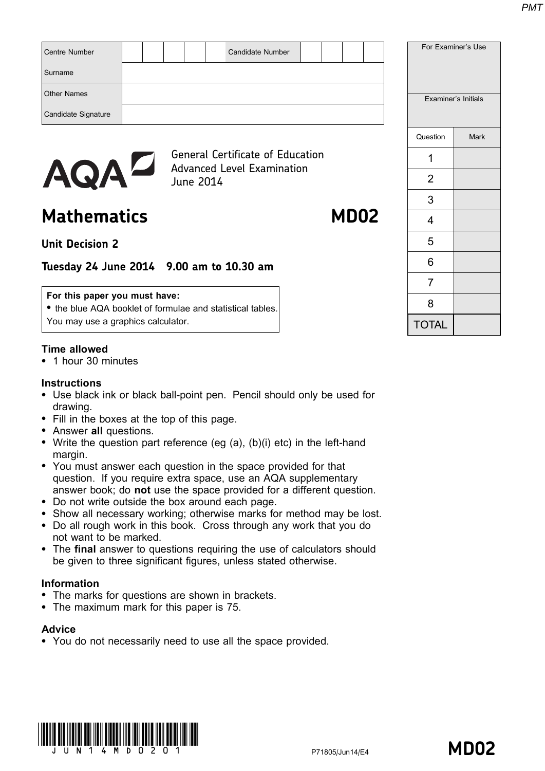| Centre Number | | | | | | Candidate Number | | | | |
|---|---|---|---|---|---|---|---|---|---|---|
| Surname | | | | | | | | | | |
| Other Names | | | | | | | | | | |
| Candidate Signature | | | | | | | | | | |

| For Examiner's Use | |
|---|---|
| Examiner's Initials | |
| Question | Mark |
| 1 | |
| 2 | |
| 3 | |
| 4 | |
| 5 | |
| 6 | |
| 7 | |
| 8 | |
| TOTAL | |

AQA

General Certificate of Education
Advanced Level Examination
June 2014

# Mathematics MD02

## Unit Decision 2

**Tuesday 24 June 2014 9.00 am to 10.30 am**

**For this paper you must have:**
- the blue AQA booklet of formulae and statistical tables.

You may use a graphics calculator.

**Time allowed**
- 1 hour 30 minutes

**Instructions**
- Use black ink or black ball-point pen. Pencil should only be used for drawing.
- Fill in the boxes at the top of this page.
- Answer **all** questions.
- Write the question part reference (eg (a), (b)(i) etc) in the left-hand margin.
- You must answer each question in the space provided for that question. If you require extra space, use an AQA supplementary answer book; do **not** use the space provided for a different question.
- Do not write outside the box around each page.
- Show all necessary working; otherwise marks for method may be lost.
- Do all rough work in this book. Cross through any work that you do not want to be marked.
- The **final** answer to questions requiring the use of calculators should be given to three significant figures, unless stated otherwise.

**Information**
- The marks for questions are shown in brackets.
- The maximum mark for this paper is 75.

**Advice**
- You do not necessarily need to use all the space provided.

P71805/Jun14/E4

MD02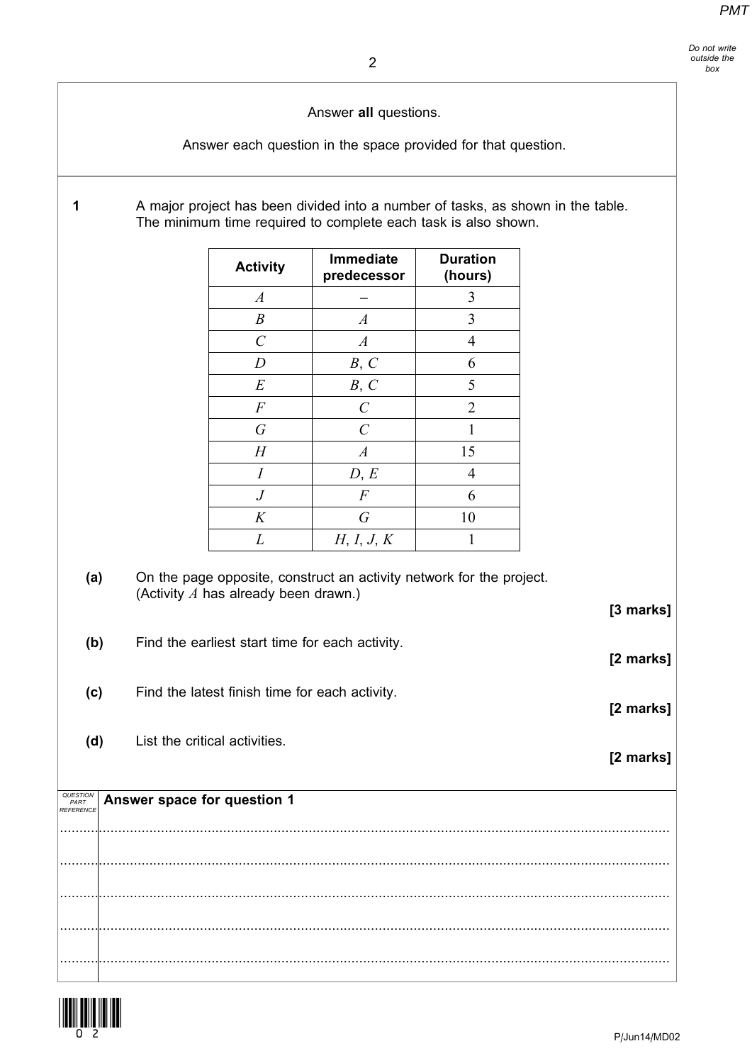Answer **all** questions.

Answer each question in the space provided for that question.

**1** A major project has been divided into a number of tasks, as shown in the table. The minimum time required to complete each task is also shown.

| Activity | Immediate predecessor | Duration (hours) |
|---|---|---|
| $A$ | – | 3 |
| $B$ | $A$ | 3 |
| $C$ | $A$ | 4 |
| $D$ | $B$, $C$ | 6 |
| $E$ | $B$, $C$ | 5 |
| $F$ | $C$ | 2 |
| $G$ | $C$ | 1 |
| $H$ | $A$ | 15 |
| $I$ | $D$, $E$ | 4 |
| $J$ | $F$ | 6 |
| $K$ | $G$ | 10 |
| $L$ | $H$, $I$, $J$, $K$ | 1 |

**(a)** On the page opposite, construct an activity network for the project. (Activity $A$ has already been drawn.) **[3 marks]**

**(b)** Find the earliest start time for each activity. **[2 marks]**

**(c)** Find the latest finish time for each activity. **[2 marks]**

**(d)** List the critical activities. **[2 marks]**

**Answer space for question 1**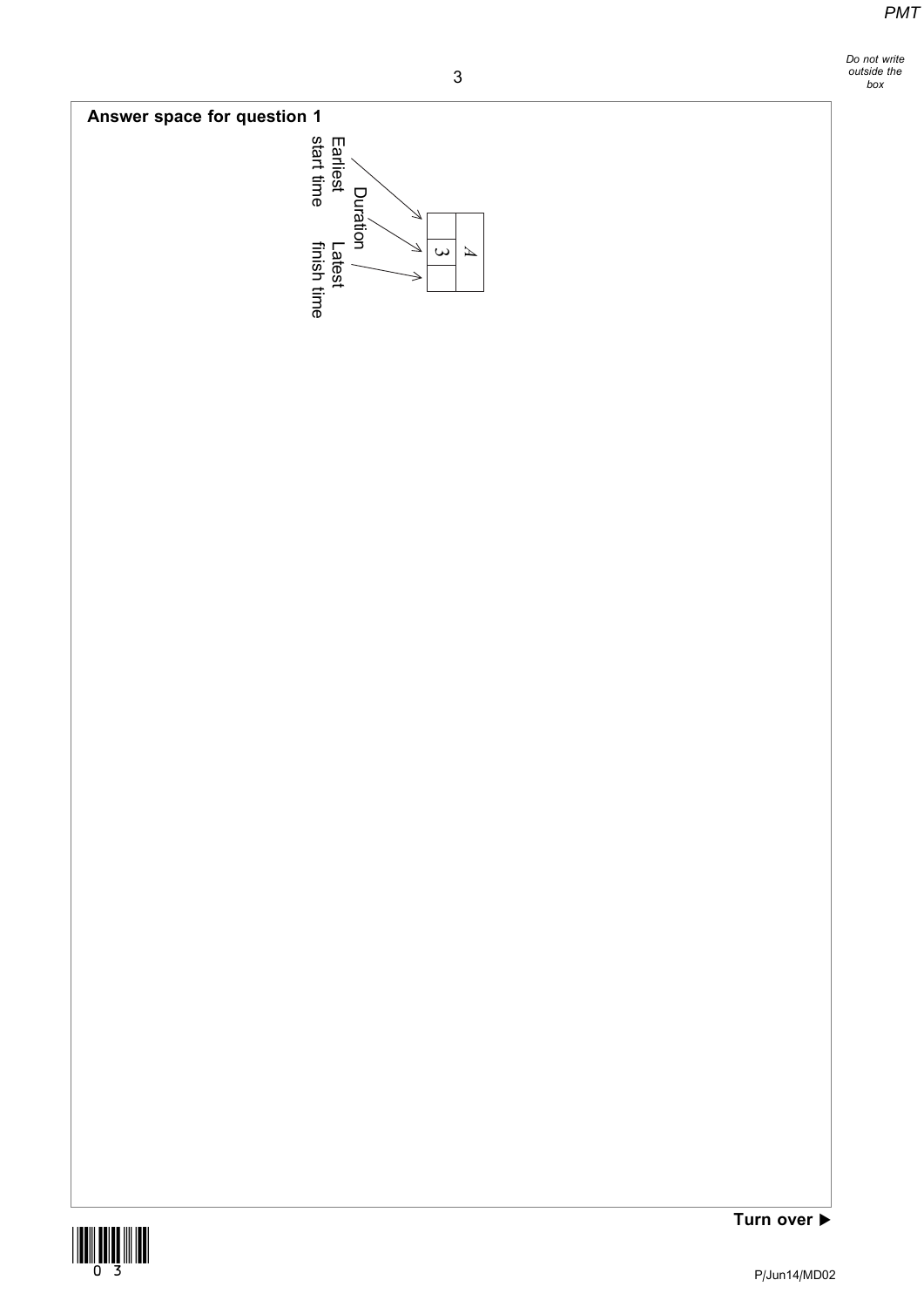**Answer space for question 1**

Earliest start time

Duration

Latest finish time

| | $A$ |
|---|---|
| | |
| 3 | |
| | |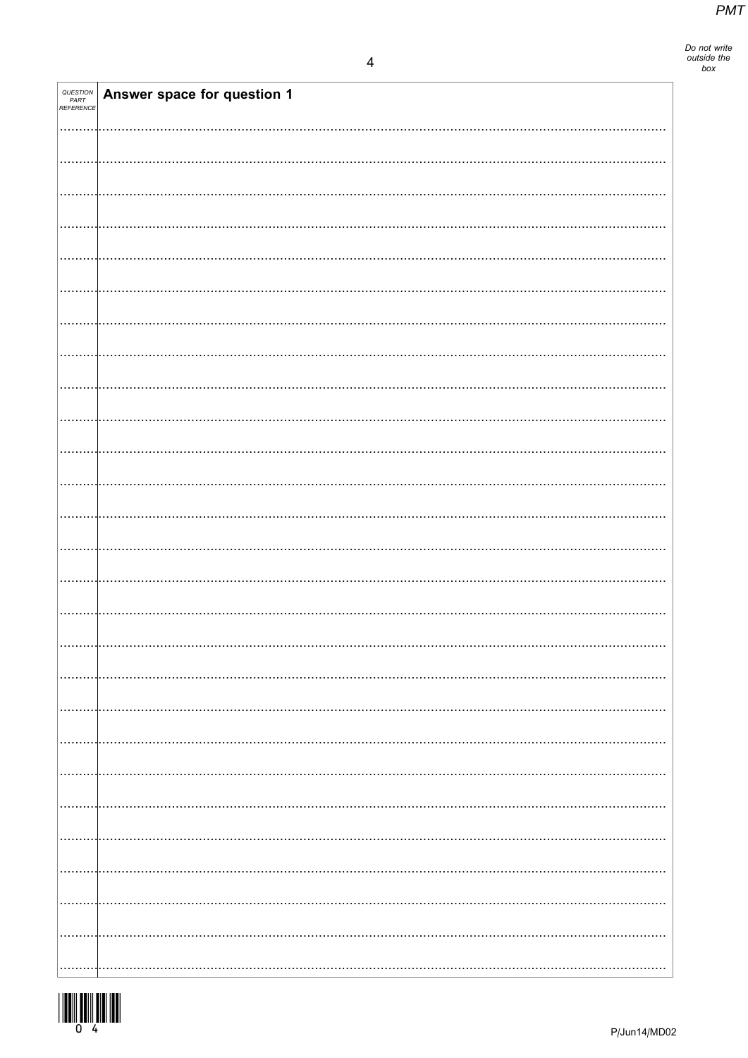| QUESTION PART REFERENCE | Answer space for question 1 |
|---|---|

Do not write outside the box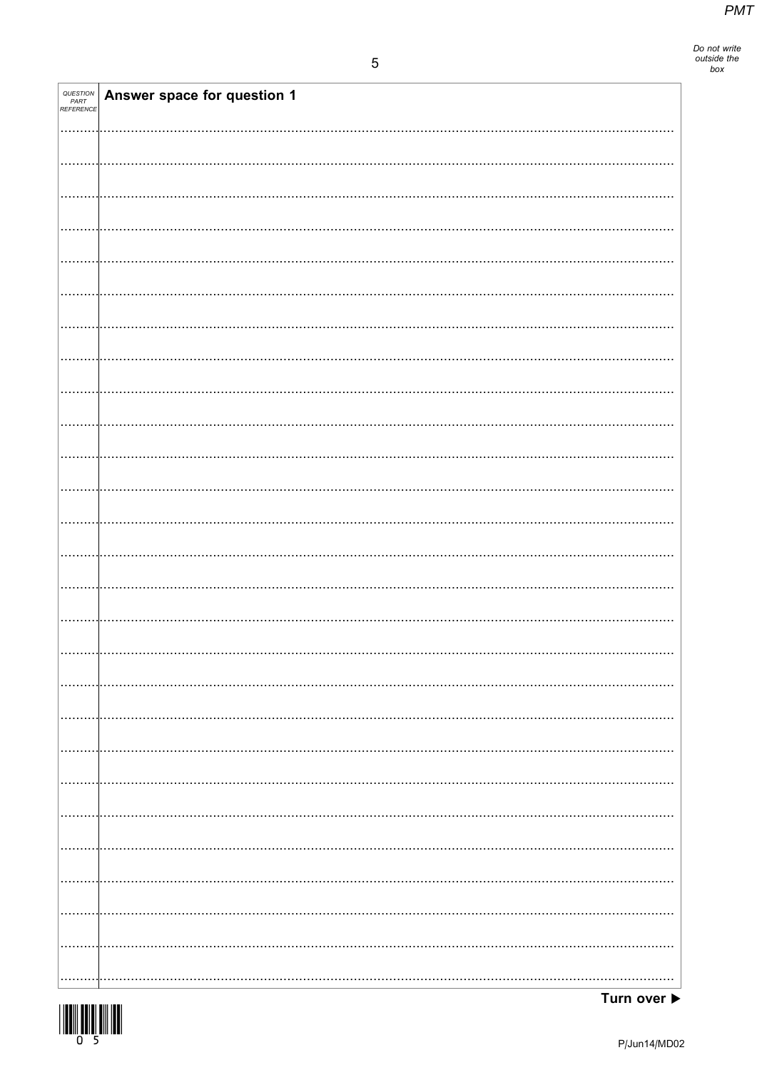| QUESTION PART REFERENCE | Answer space for question 1 |
|---|---|

Turn over ▶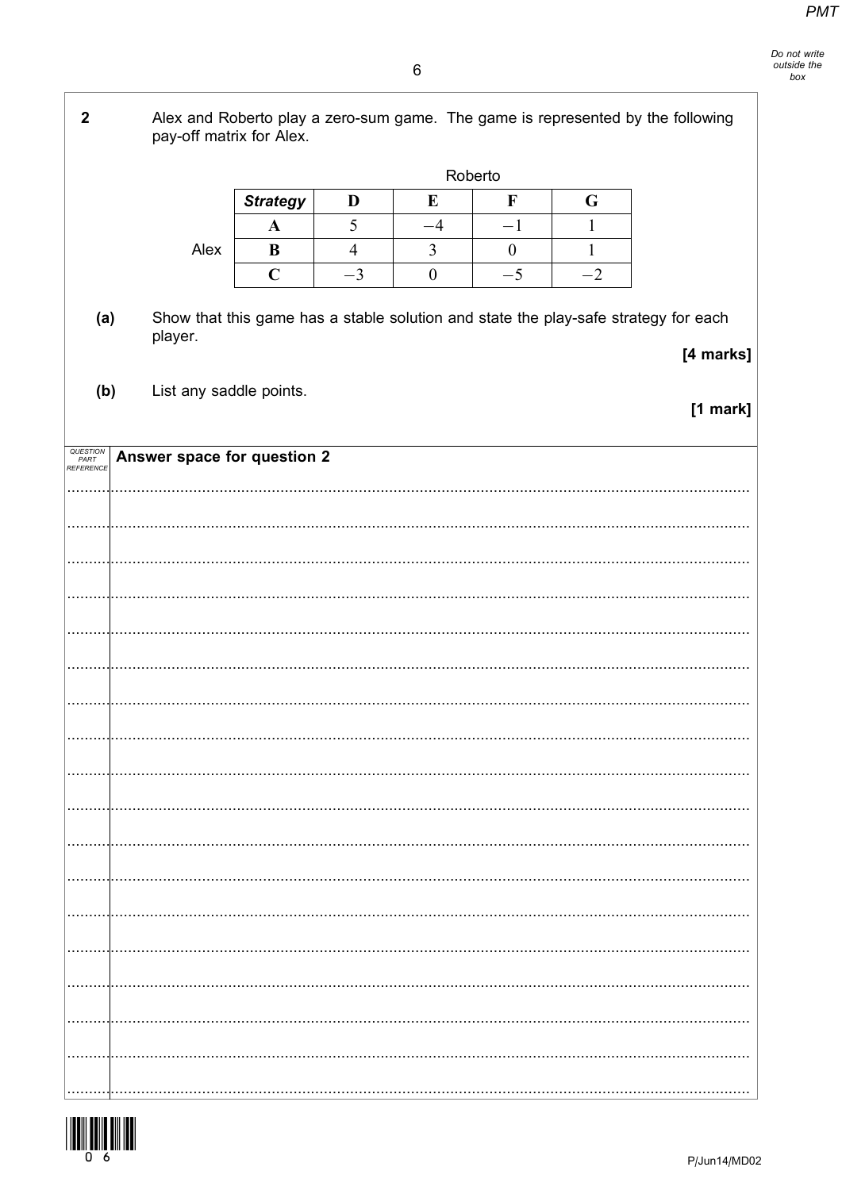**2** Alex and Roberto play a zero-sum game. The game is represented by the following pay-off matrix for Alex.

| | | Roberto | | | |
|---|---|---|---|---|---|
| | ***Strategy*** | **D** | **E** | **F** | **G** |
| | **A** | 5 | $-4$ | $-1$ | 1 |
| Alex | **B** | 4 | 3 | 0 | 1 |
| | **C** | $-3$ | 0 | $-5$ | $-2$ |

**(a)** Show that this game has a stable solution and state the play-safe strategy for each player.

**[4 marks]**

**(b)** List any saddle points.

**[1 mark]**

Answer space for question 2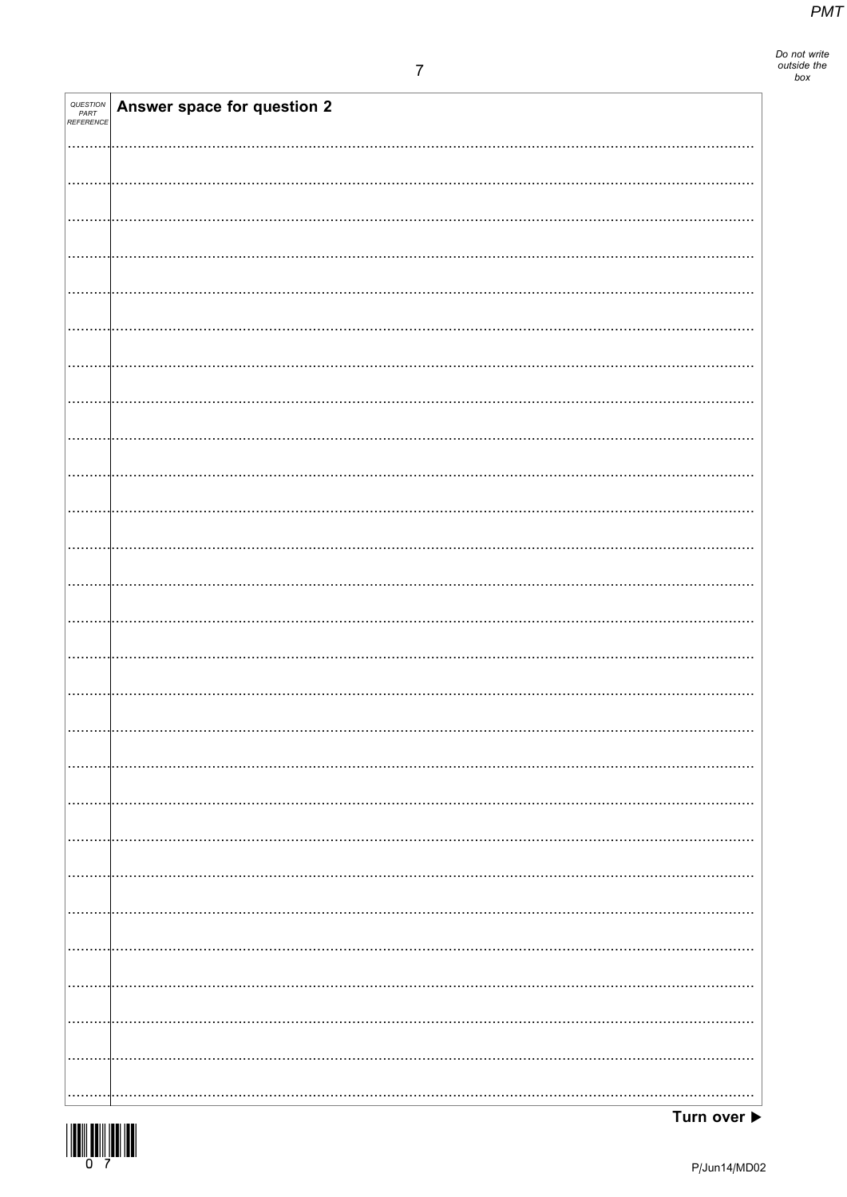| QUESTION PART REFERENCE | Answer space for question 2 |
|---|---|

Turn over ▶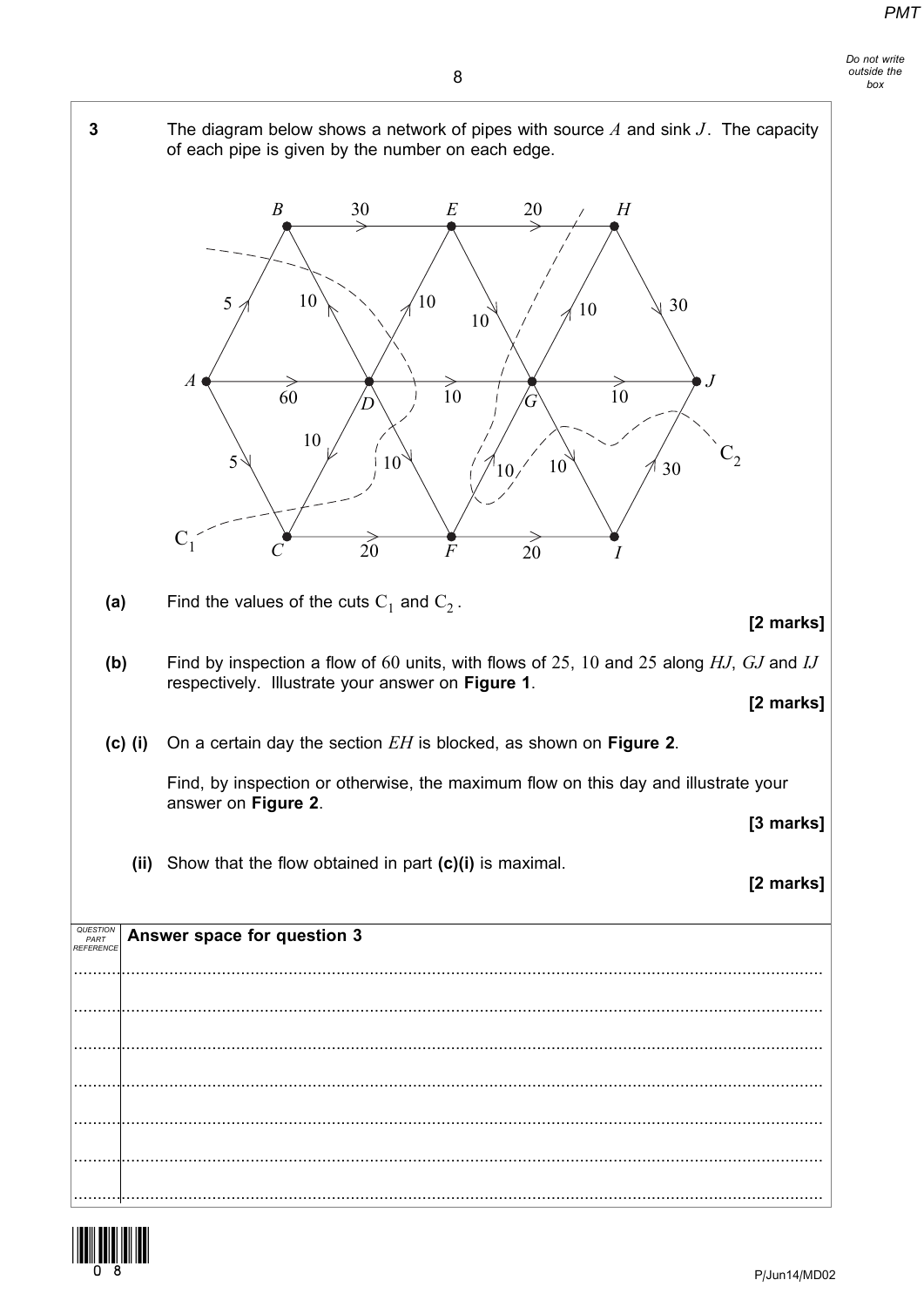**3** The diagram below shows a network of pipes with source $A$ and sink $J$. The capacity of each pipe is given by the number on each edge.

**(a)** Find the values of the cuts $C_1$ and $C_2$.

**[2 marks]**

**(b)** Find by inspection a flow of 60 units, with flows of 25, 10 and 25 along $HJ$, $GJ$ and $IJ$ respectively. Illustrate your answer on **Figure 1**.

**[2 marks]**

**(c) (i)** On a certain day the section $EH$ is blocked, as shown on **Figure 2**.

Find, by inspection or otherwise, the maximum flow on this day and illustrate your answer on **Figure 2**.

**[3 marks]**

**(ii)** Show that the flow obtained in part **(c)(i)** is maximal.

**[2 marks]**

Answer space for question 3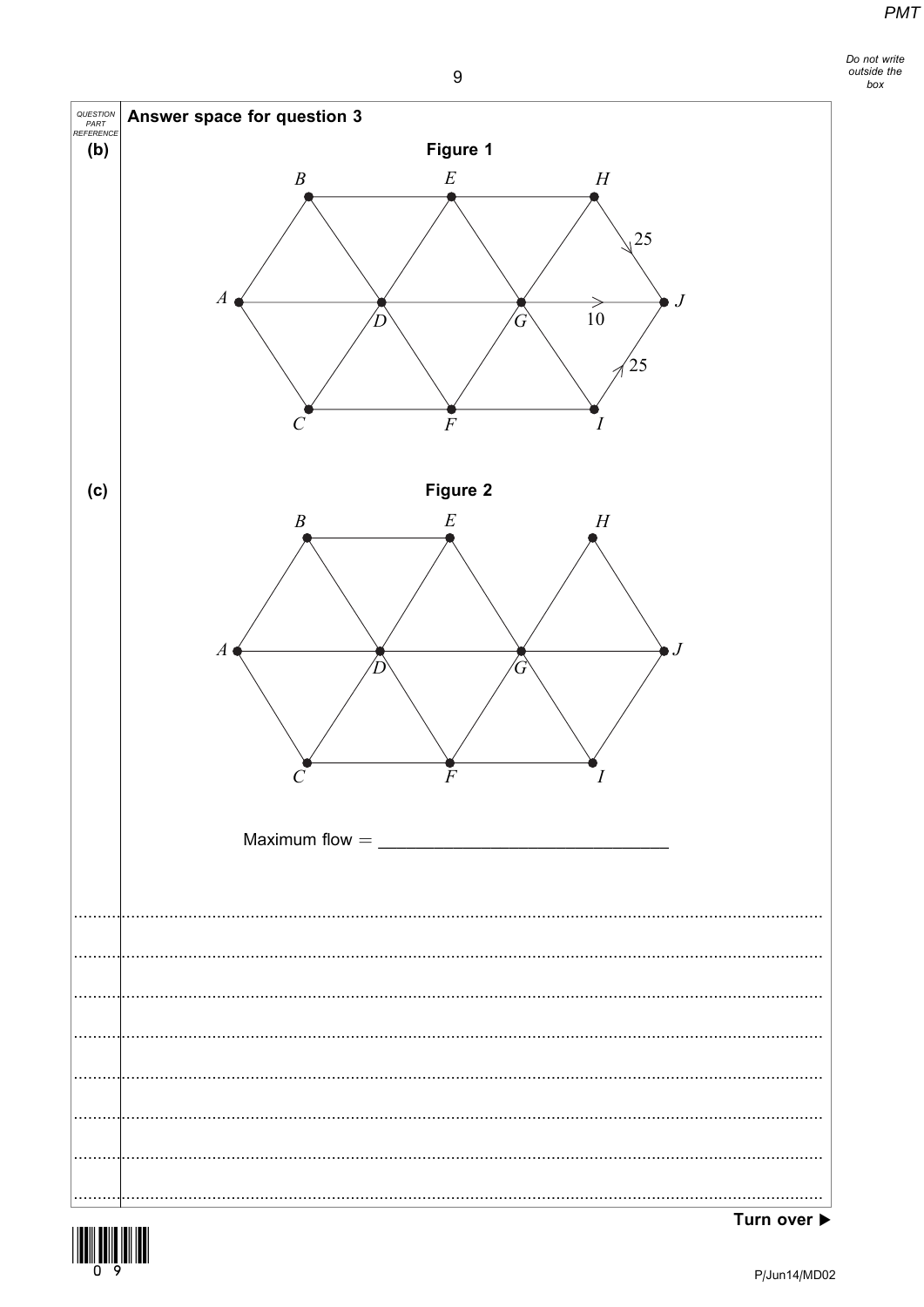Answer space for question 3

**(b)**

**Figure 1**

$B$ $E$ $H$

$A$ $D$ $G$ $J$

$C$ $F$ $I$

25

10

25

**(c)**

**Figure 2**

$B$ $E$ $H$

$A$ $D$ $G$ $J$

$C$ $F$ $I$

Maximum flow = ______________________________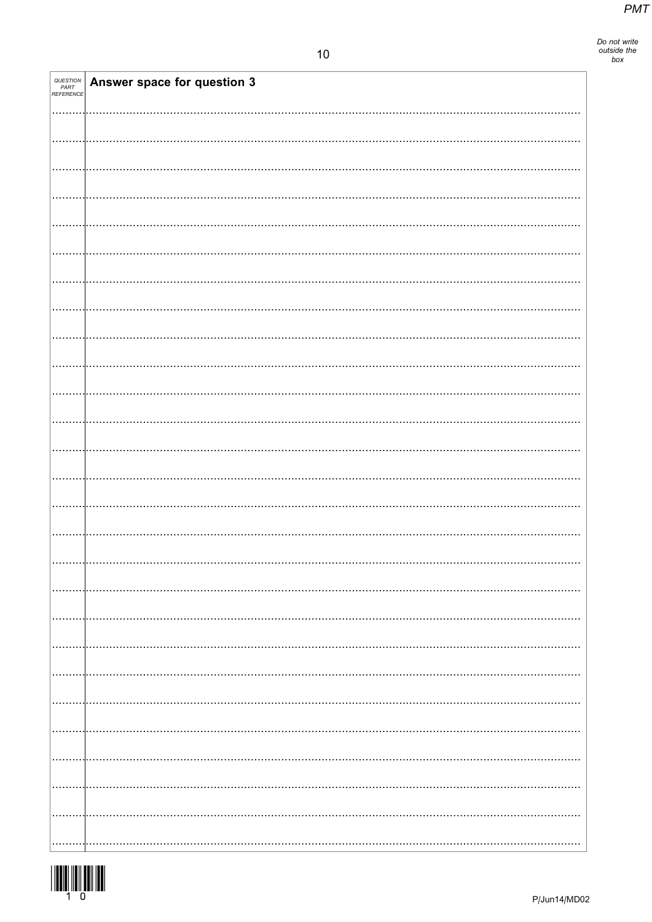| QUESTION PART REFERENCE | Answer space for question 3 |
| --- | --- |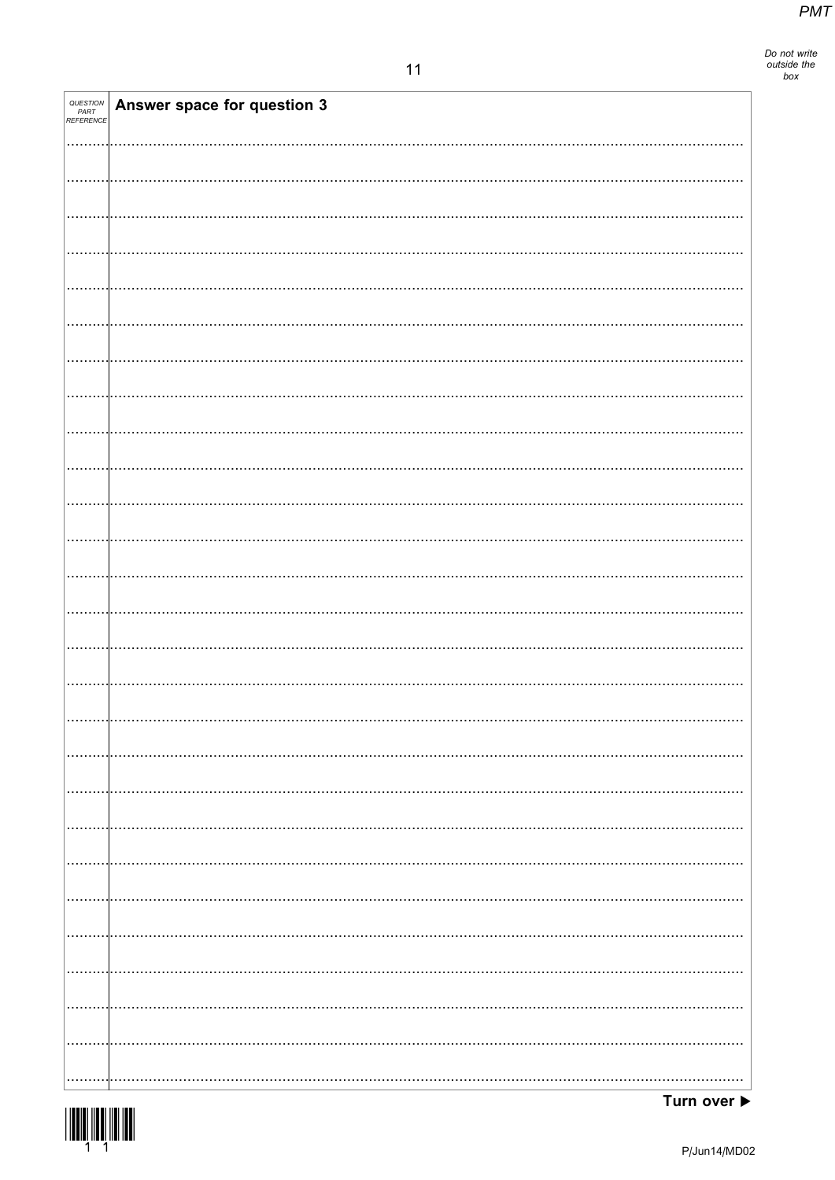| QUESTION PART REFERENCE | Answer space for question 3 |
| --- | --- |

Turn over ▶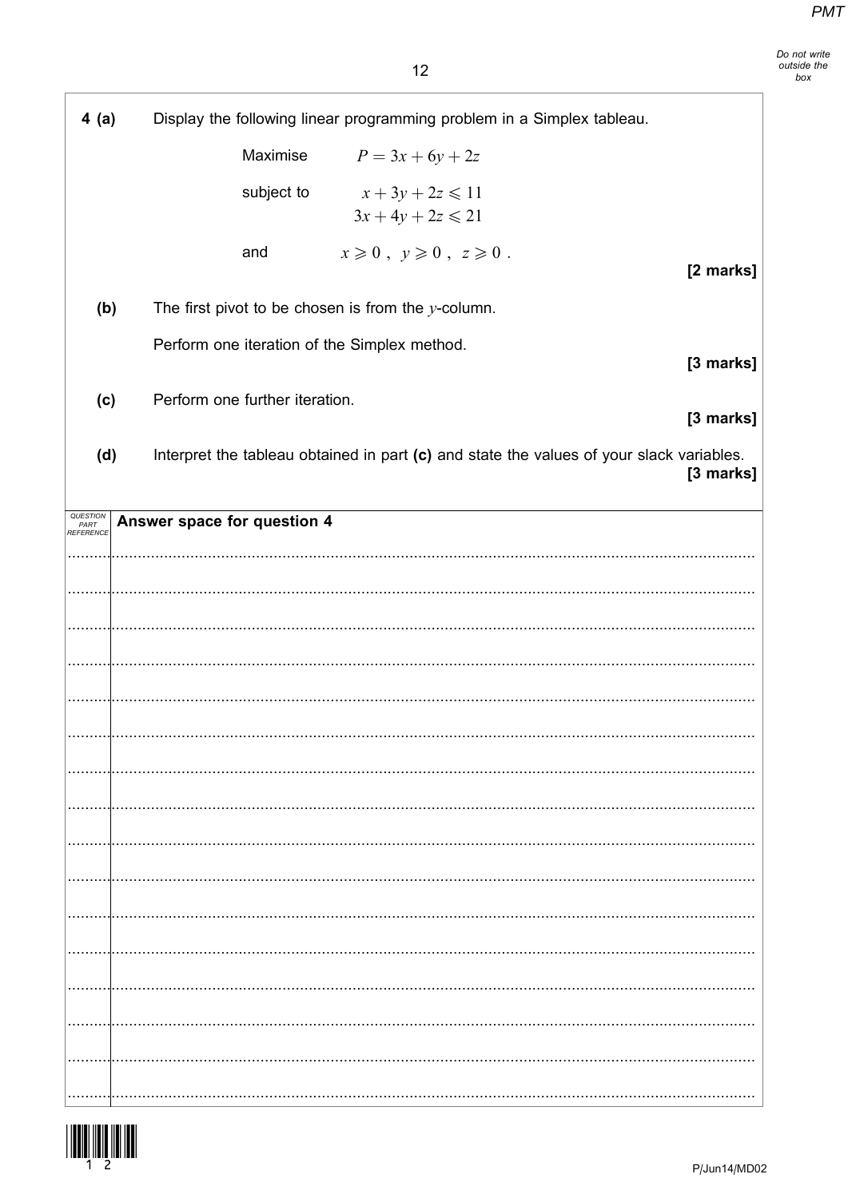**4 (a)** Display the following linear programming problem in a Simplex tableau.

Maximise $P = 3x + 6y + 2z$

subject to $x + 3y + 2z \leqslant 11$

$3x + 4y + 2z \leqslant 21$

and $x \geqslant 0\ ,\ y \geqslant 0\ ,\ z \geqslant 0\ .$

**[2 marks]**

**(b)** The first pivot to be chosen is from the $y$-column.

Perform one iteration of the Simplex method.

**[3 marks]**

**(c)** Perform one further iteration.

**[3 marks]**

**(d)** Interpret the tableau obtained in part **(c)** and state the values of your slack variables.

**[3 marks]**

**Answer space for question 4**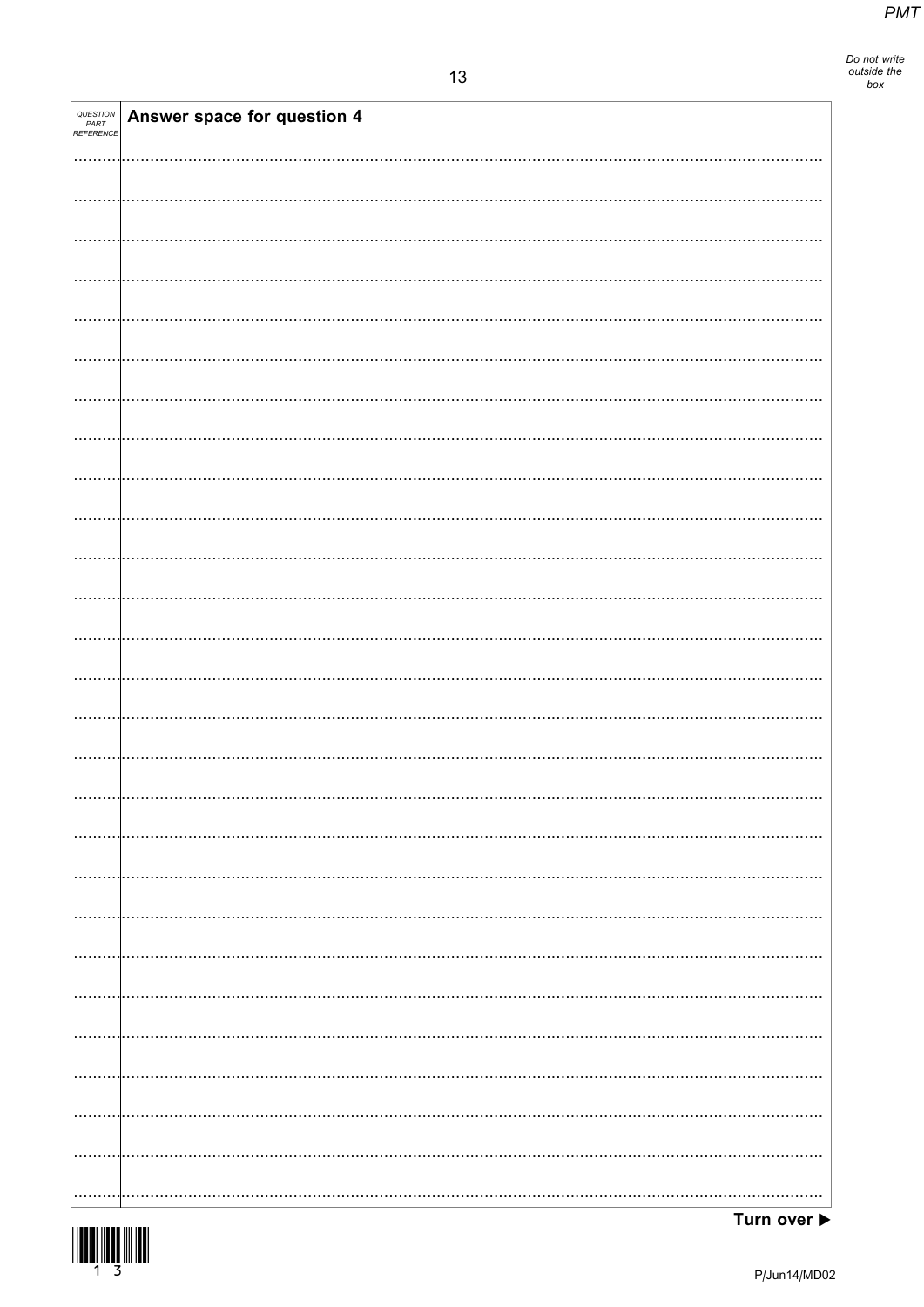| QUESTION PART REFERENCE | Answer space for question 4 |
|---|---|

Turn over ▶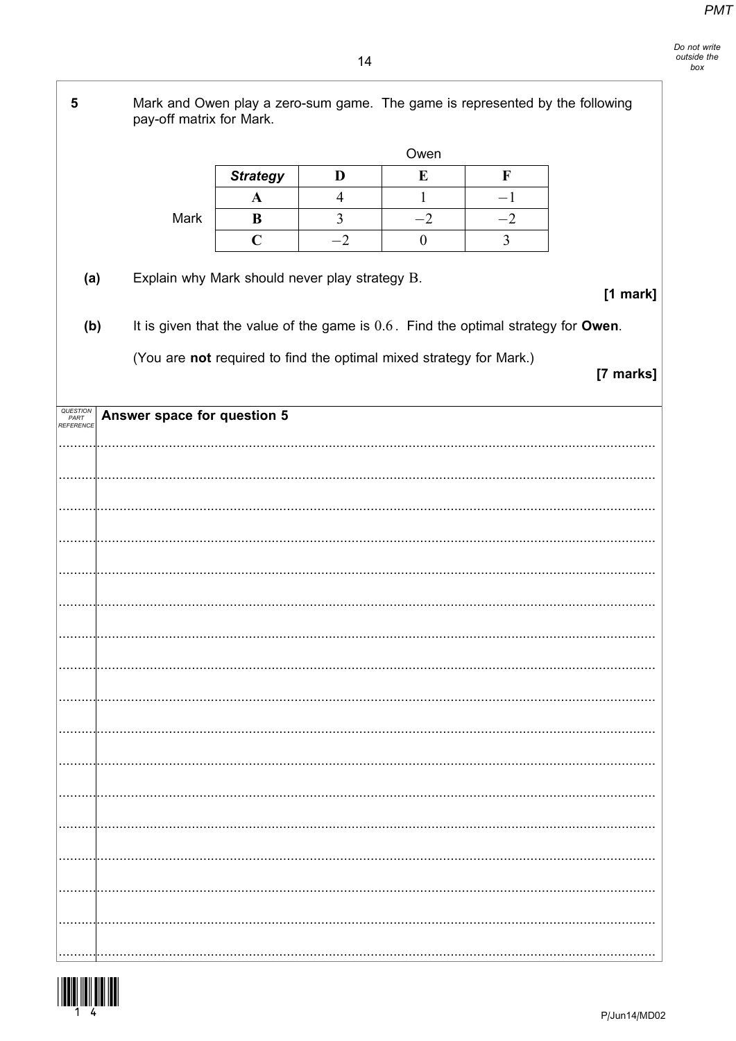**5** Mark and Owen play a zero-sum game. The game is represented by the following pay-off matrix for Mark.

| | | Owen | | |
|---|---|---|---|---|
| | ***Strategy*** | **D** | **E** | **F** |
| | **A** | 4 | 1 | $-1$ |
| Mark | **B** | 3 | $-2$ | $-2$ |
| | **C** | $-2$ | 0 | 3 |

**(a)** Explain why Mark should never play strategy B.

**[1 mark]**

**(b)** It is given that the value of the game is $0.6$. Find the optimal strategy for **Owen**.

(You are **not** required to find the optimal mixed strategy for Mark.)

**[7 marks]**

**Answer space for question 5**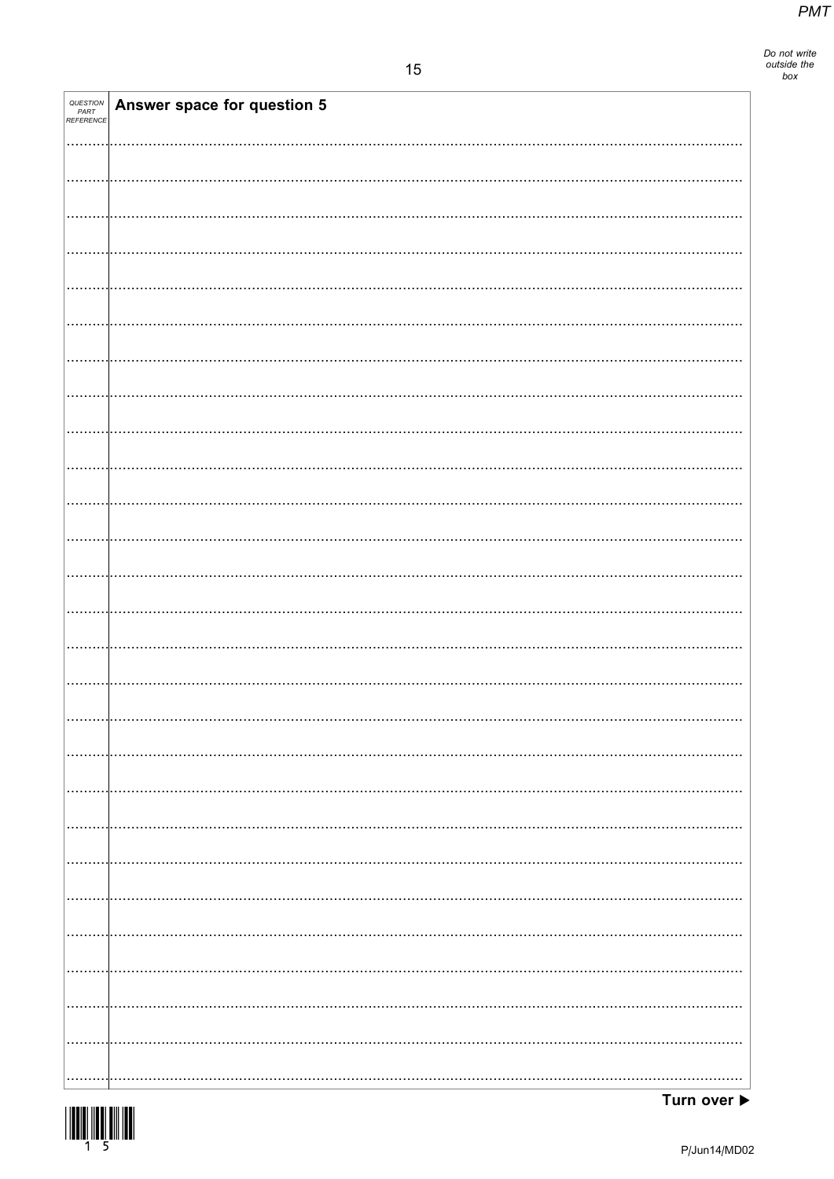| QUESTION PART REFERENCE | Answer space for question 5 |
| --- | --- |

Turn over ▶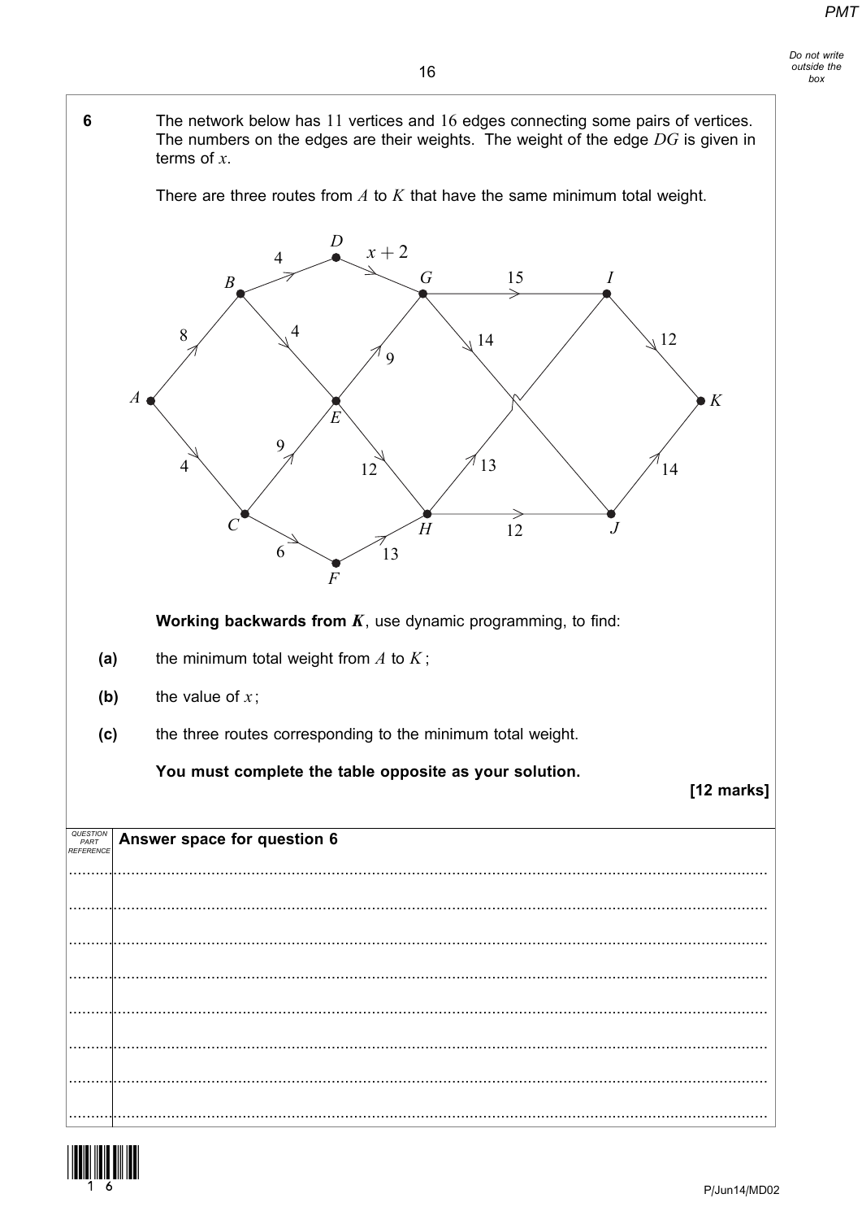**6** The network below has 11 vertices and 16 edges connecting some pairs of vertices. The numbers on the edges are their weights. The weight of the edge $DG$ is given in terms of $x$.

There are three routes from $A$ to $K$ that have the same minimum total weight.

**Working backwards from $K$**, use dynamic programming, to find:

**(a)** the minimum total weight from $A$ to $K$;

**(b)** the value of $x$;

**(c)** the three routes corresponding to the minimum total weight.

**You must complete the table opposite as your solution.**

**[12 marks]**

**Answer space for question 6**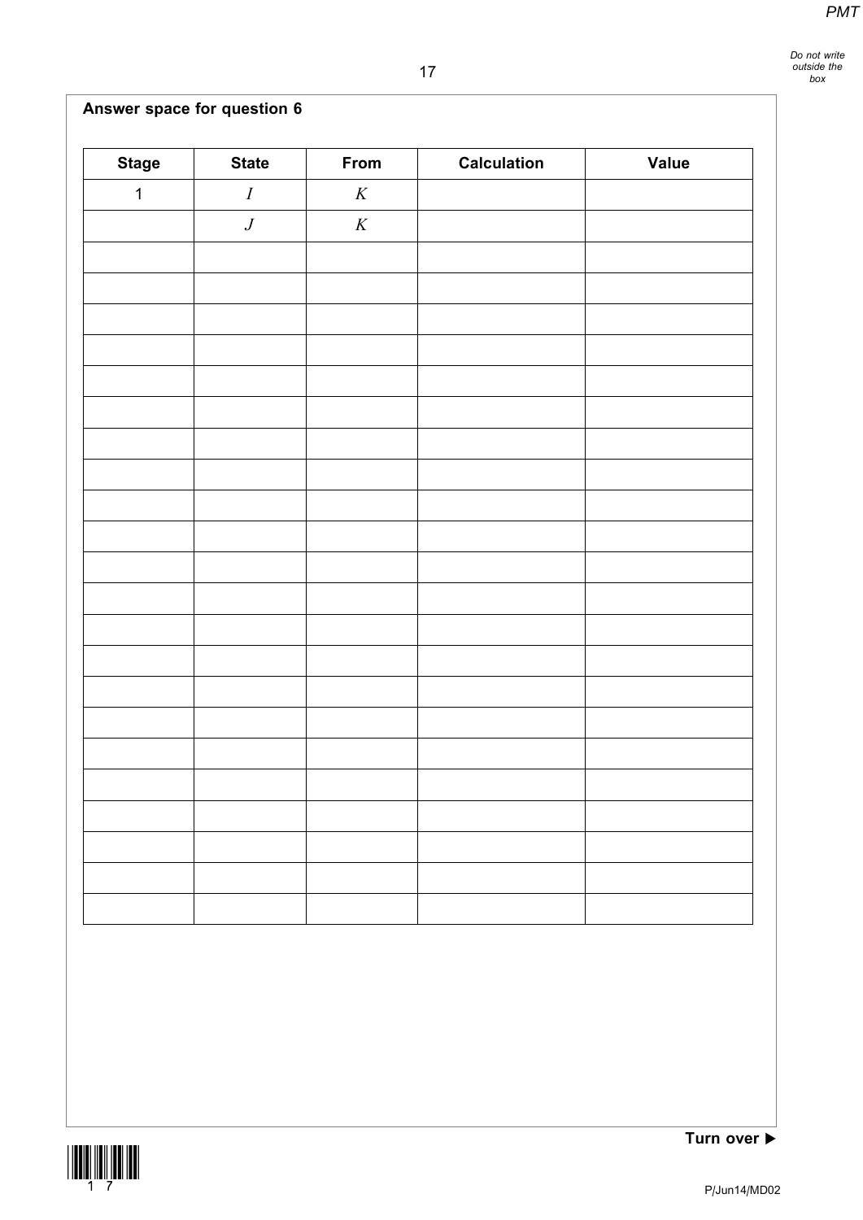**Answer space for question 6**

| Stage | State | From | Calculation | Value |
|---|---|---|---|---|
| 1 | $I$ | $K$ | | |
| | $J$ | $K$ | | |
| | | | | |
| | | | | |
| | | | | |
| | | | | |
| | | | | |
| | | | | |
| | | | | |
| | | | | |
| | | | | |
| | | | | |
| | | | | |
| | | | | |
| | | | | |
| | | | | |
| | | | | |
| | | | | |
| | | | | |
| | | | | |
| | | | | |
| | | | | |
| | | | | |
| | | | | |

Turn over ▶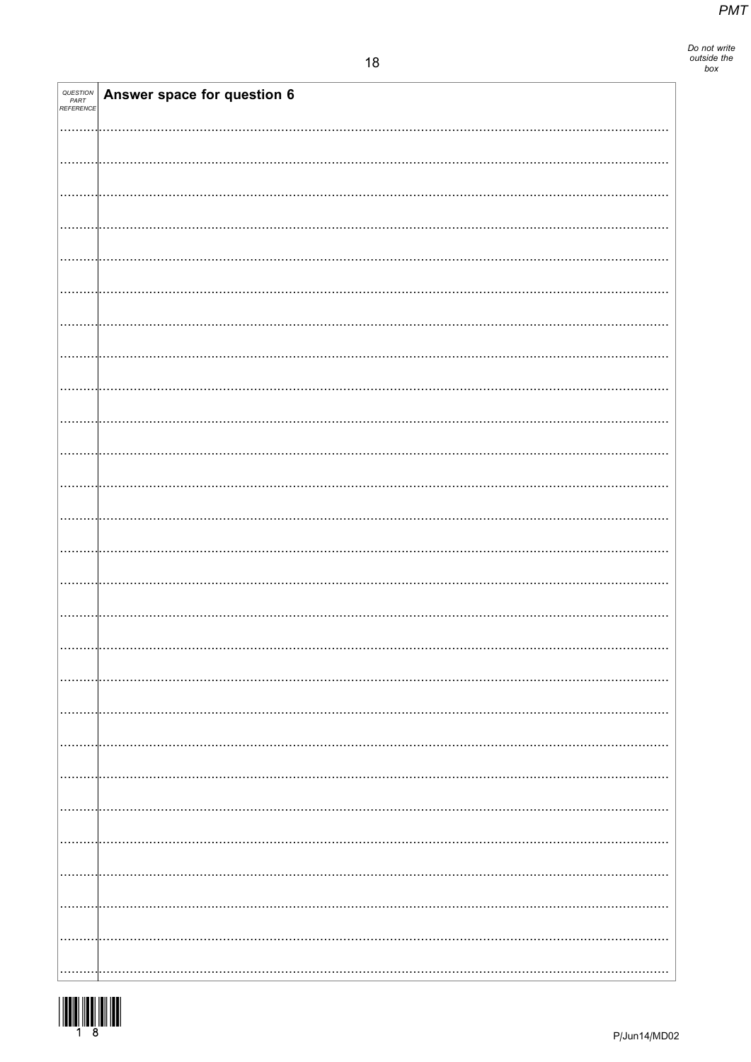| QUESTION PART REFERENCE | Answer space for question 6 |
|---|---|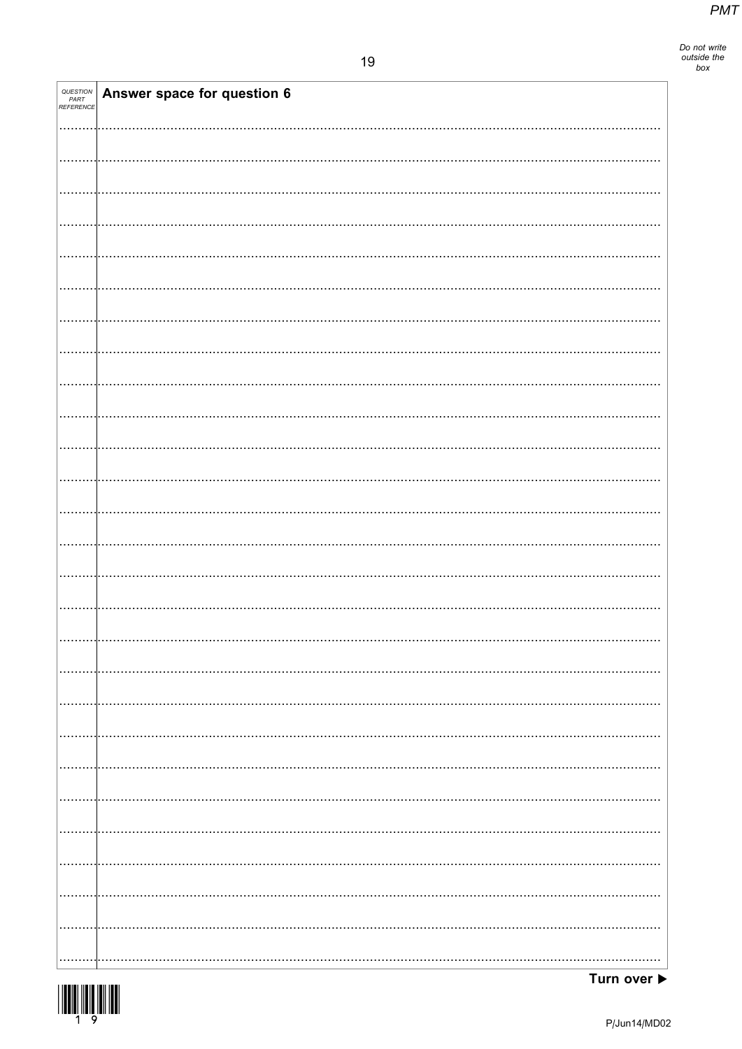**Answer space for question 6**

**Turn over ▶**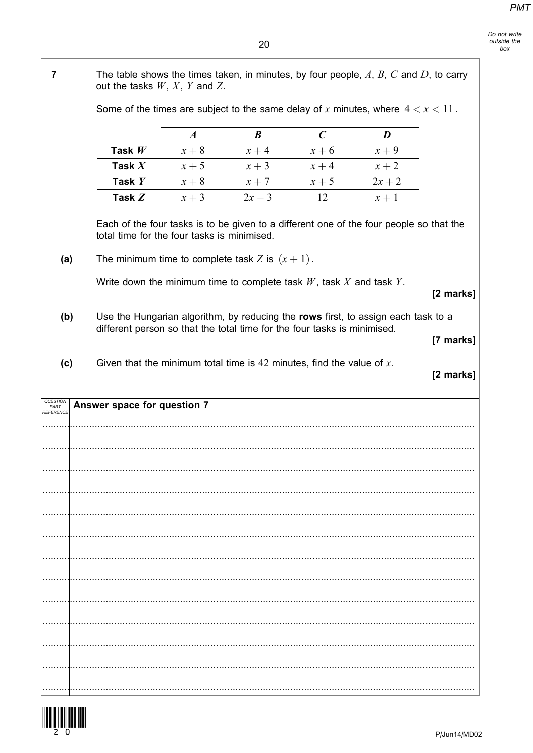**7** The table shows the times taken, in minutes, by four people, $A$, $B$, $C$ and $D$, to carry out the tasks $W$, $X$, $Y$ and $Z$.

Some of the times are subject to the same delay of $x$ minutes, where $4 < x < 11$.

| | $A$ | $B$ | $C$ | $D$ |
|---|---|---|---|---|
| **Task $W$** | $x + 8$ | $x + 4$ | $x + 6$ | $x + 9$ |
| **Task $X$** | $x + 5$ | $x + 3$ | $x + 4$ | $x + 2$ |
| **Task $Y$** | $x + 8$ | $x + 7$ | $x + 5$ | $2x + 2$ |
| **Task $Z$** | $x + 3$ | $2x - 3$ | $12$ | $x + 1$ |

Each of the four tasks is to be given to a different one of the four people so that the total time for the four tasks is minimised.

**(a)** The minimum time to complete task $Z$ is $(x + 1)$.

Write down the minimum time to complete task $W$, task $X$ and task $Y$. **[2 marks]**

**(b)** Use the Hungarian algorithm, by reducing the **rows** first, to assign each task to a different person so that the total time for the four tasks is minimised. **[7 marks]**

**(c)** Given that the minimum total time is 42 minutes, find the value of $x$. **[2 marks]**

| QUESTION PART REFERENCE | Answer space for question 7 |
|---|---|
| | |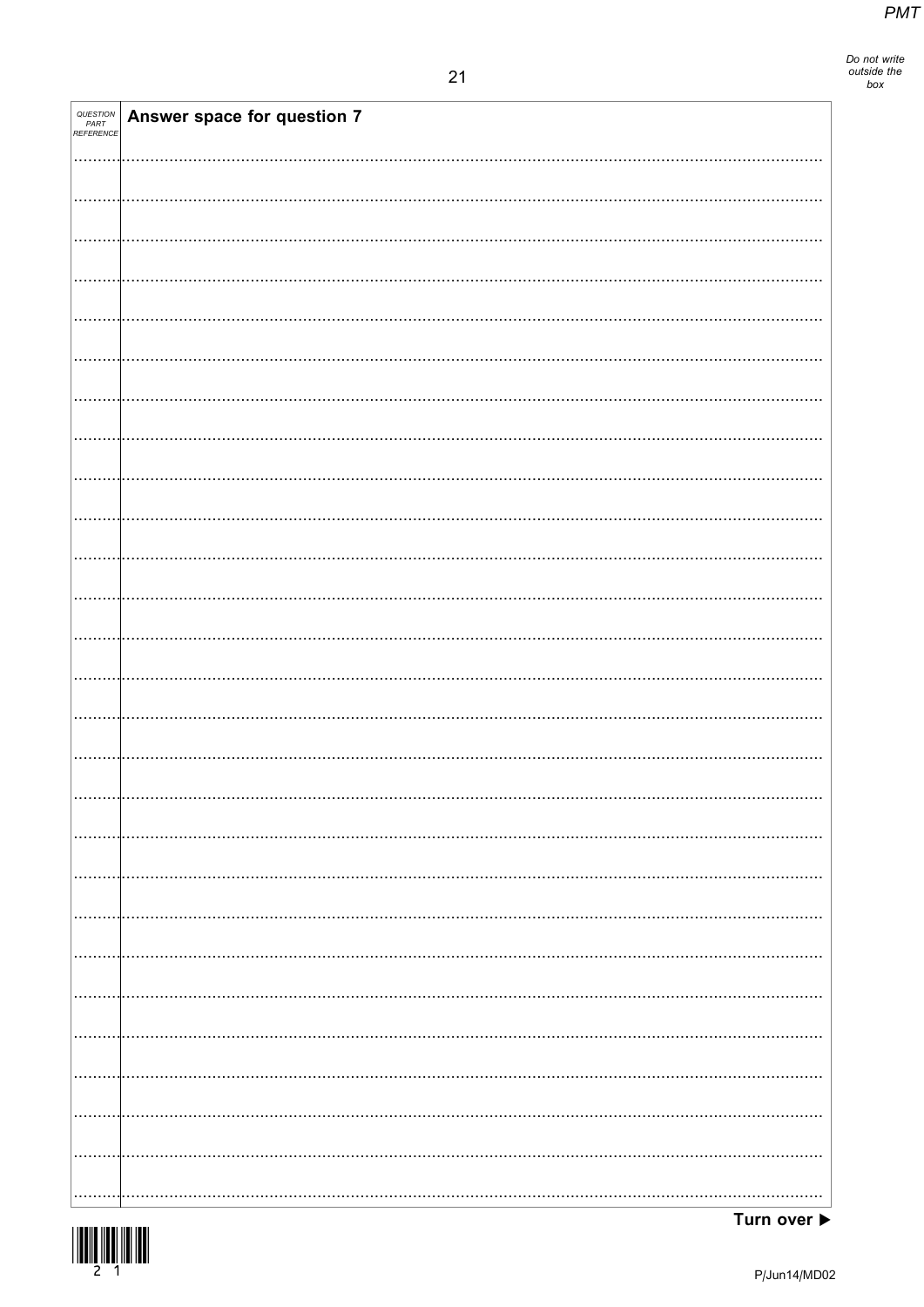| QUESTION PART REFERENCE | Answer space for question 7 |
|---|---|
| | |

Turn over ▶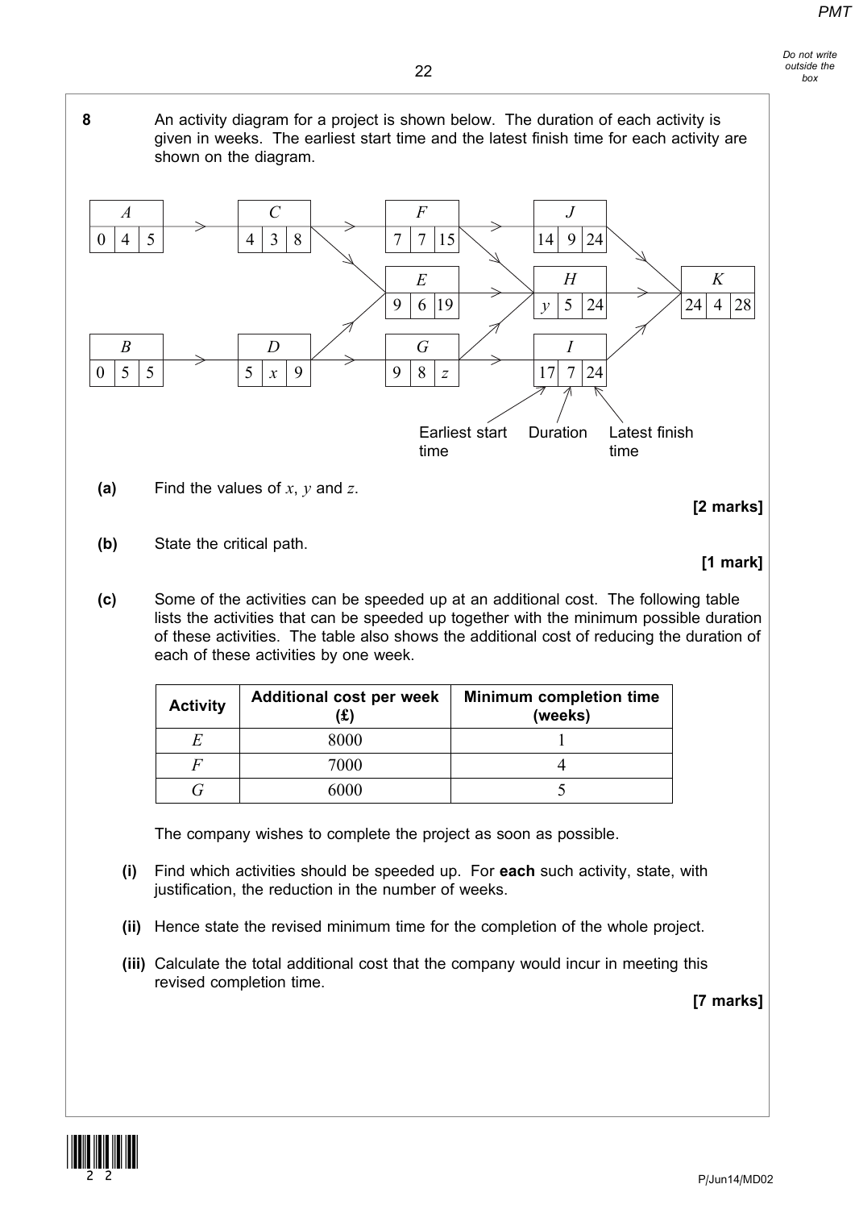**8** An activity diagram for a project is shown below. The duration of each activity is given in weeks. The earliest start time and the latest finish time for each activity are shown on the diagram.

| Activity | Earliest start time | Duration | Latest finish time |
|---|---|---|---|
| $A$ | 0 | 4 | 5 |
| $B$ | 0 | 5 | 5 |
| $C$ | 4 | 3 | 8 |
| $D$ | 5 | $x$ | 9 |
| $E$ | 9 | 6 | 19 |
| $F$ | 7 | 7 | 15 |
| $G$ | 9 | 8 | $z$ |
| $H$ | $y$ | 5 | 24 |
| $I$ | 17 | 7 | 24 |
| $J$ | 14 | 9 | 24 |
| $K$ | 24 | 4 | 28 |

Arrows in the diagram: $A \to C$; $B \to D$; $C \to F$; $C \to E$; $D \to E$; $D \to G$; $F \to J$; $F \to H$; $E \to H$; $G \to H$; $G \to I$; $J \to K$; $H \to K$; $I \to K$.

(Each box shows: Earliest start time | Duration | Latest finish time)

**(a)** Find the values of $x$, $y$ and $z$.

**[2 marks]**

**(b)** State the critical path.

**[1 mark]**

**(c)** Some of the activities can be speeded up at an additional cost. The following table lists the activities that can be speeded up together with the minimum possible duration of these activities. The table also shows the additional cost of reducing the duration of each of these activities by one week.

| Activity | Additional cost per week (£) | Minimum completion time (weeks) |
|---|---|---|
| $E$ | 8000 | 1 |
| $F$ | 7000 | 4 |
| $G$ | 6000 | 5 |

The company wishes to complete the project as soon as possible.

**(i)** Find which activities should be speeded up. For **each** such activity, state, with justification, the reduction in the number of weeks.

**(ii)** Hence state the revised minimum time for the completion of the whole project.

**(iii)** Calculate the total additional cost that the company would incur in meeting this revised completion time.

**[7 marks]**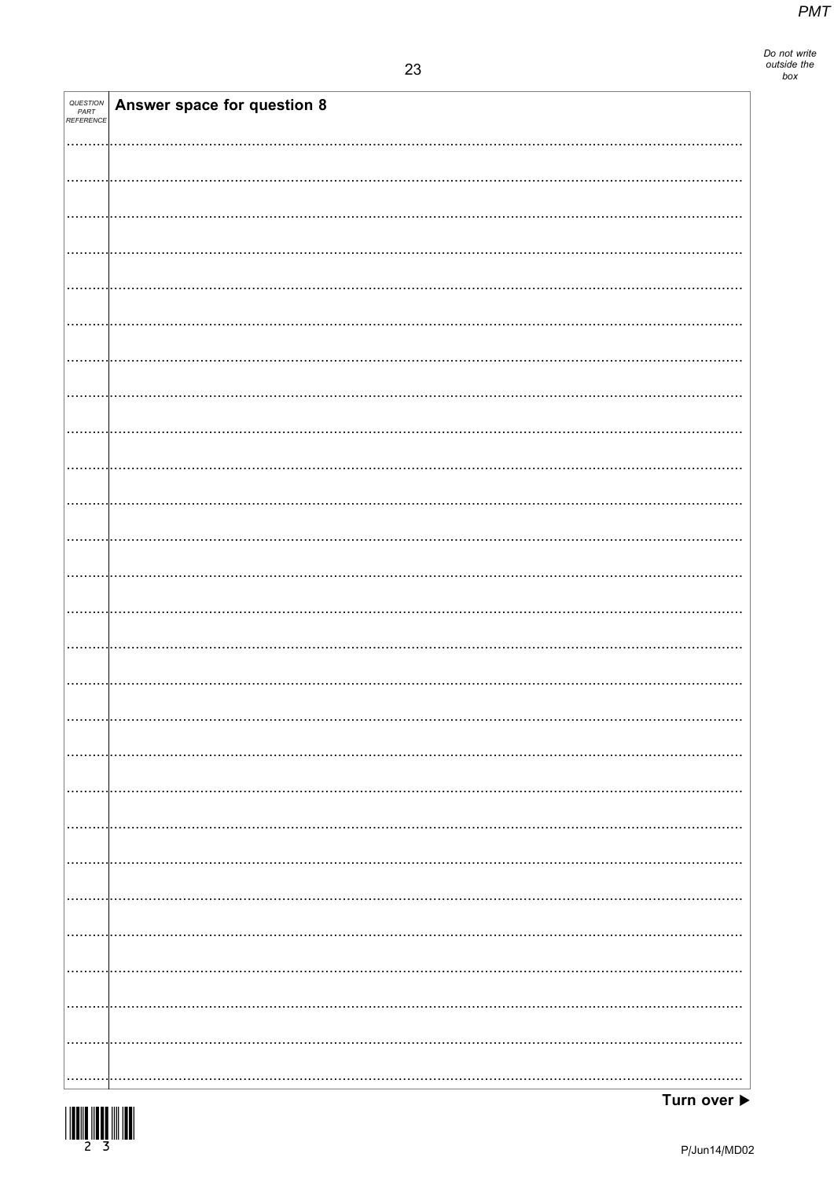| QUESTION PART REFERENCE | **Answer space for question 8** |
| --- | --- |

**Turn over ▶**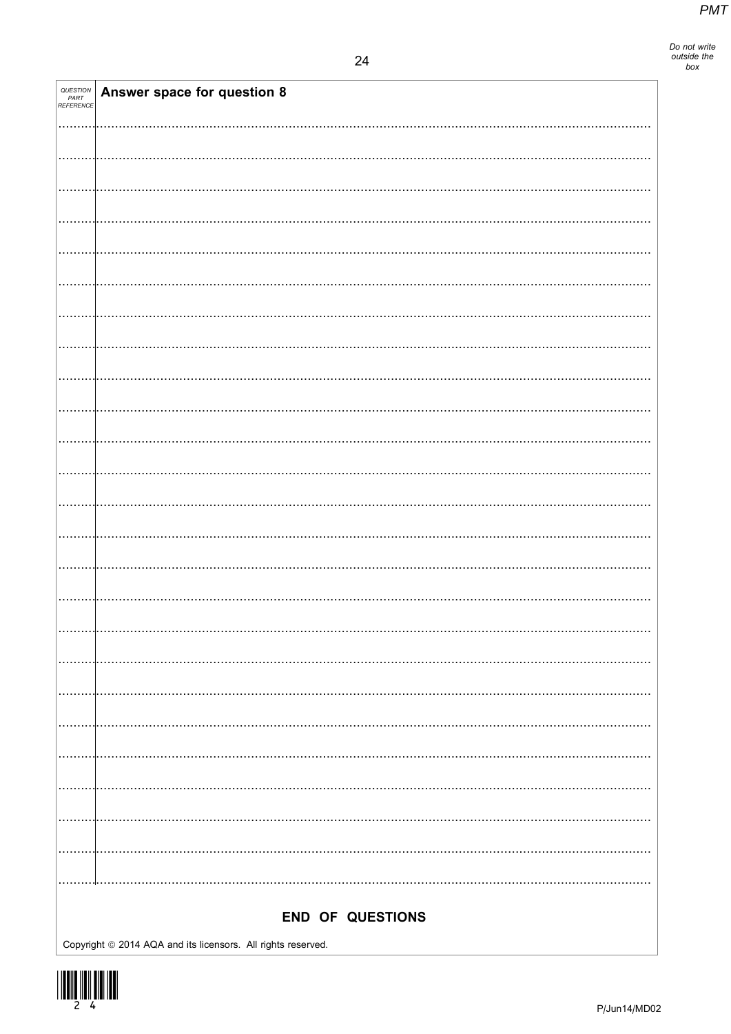| QUESTION PART REFERENCE | Answer space for question 8 |
| --- | --- |

**END OF QUESTIONS**

Copyright © 2014 AQA and its licensors. All rights reserved.